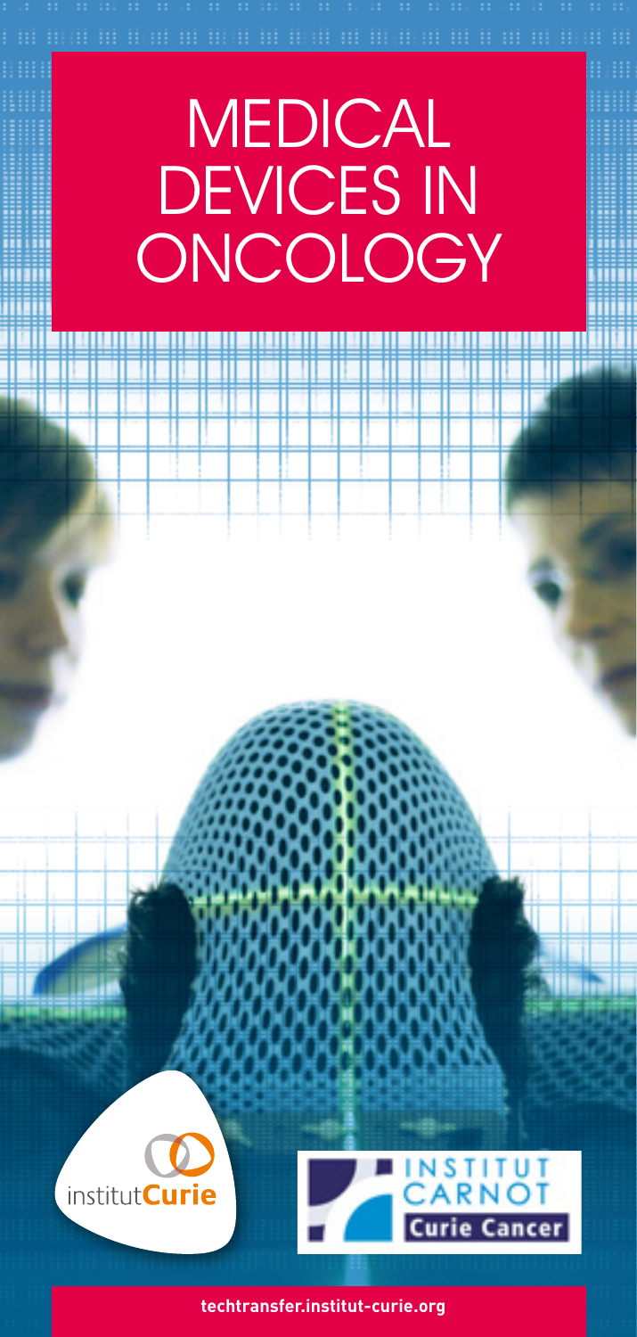# MEDICAL DEVICES IN ONCOLOGY

institut**Curie**

INSTITUT CARNOT Curie Cancer

**techtransfer.institut-curie.org**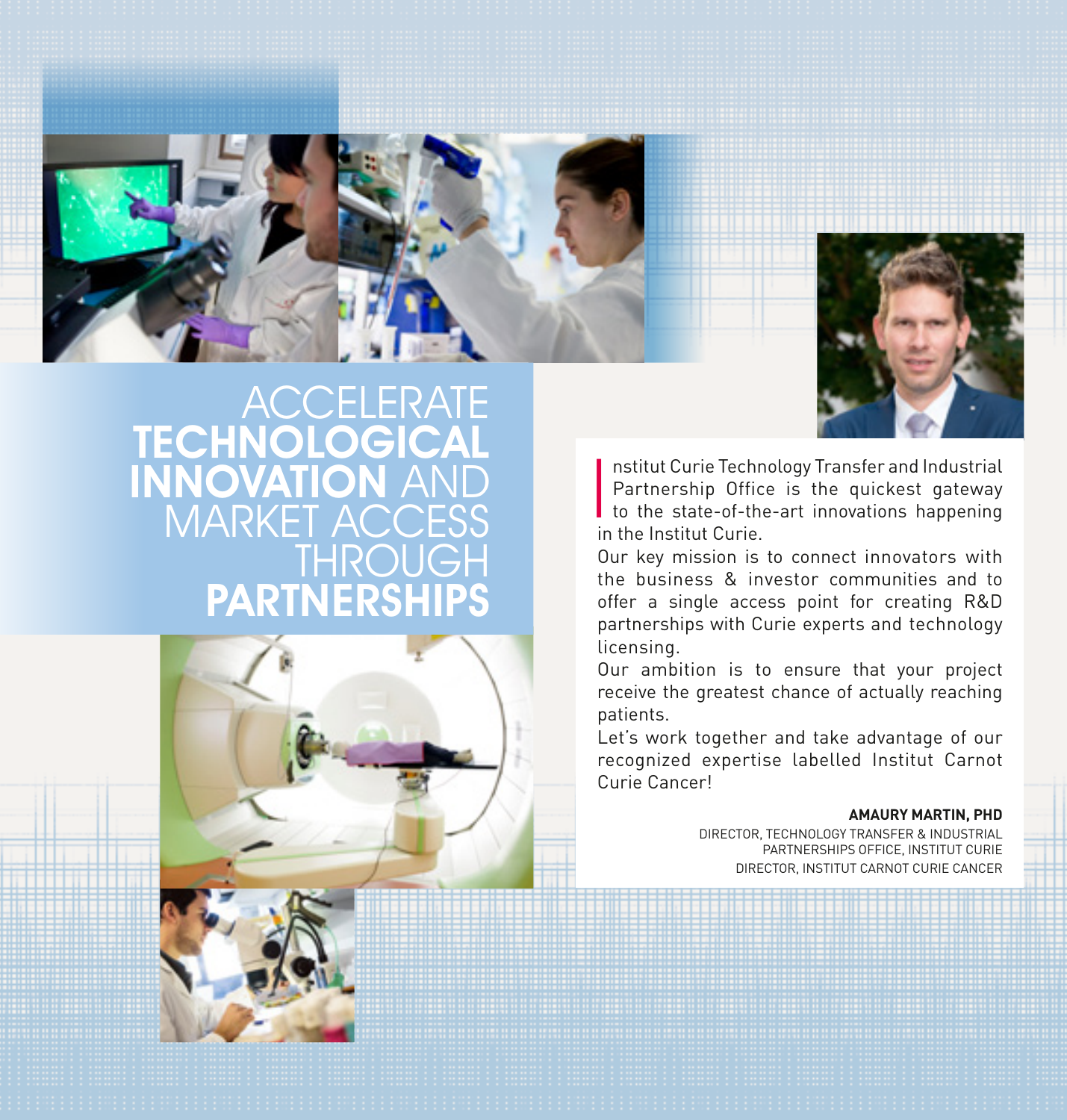# ACCELERATE **TECHNOLOGICAL INNOVATION** AND MARKET ACCESS THROUGH **PARTNERSHIPS**

Institut Curie Technology Transfer and Industrial Partnership Office is the quickest gateway to the state-of-the-art innovations happening in the Institut Curie.

Our key mission is to connect innovators with the business & investor communities and to offer a single access point for creating R&D partnerships with Curie experts and technology licensing.

Our ambition is to ensure that your project receive the greatest chance of actually reaching patients.

Let's work together and take advantage of our recognized expertise labelled Institut Carnot Curie Cancer!

**AMAURY MARTIN, PHD**
DIRECTOR, TECHNOLOGY TRANSFER & INDUSTRIAL PARTNERSHIPS OFFICE, INSTITUT CURIE
DIRECTOR, INSTITUT CARNOT CURIE CANCER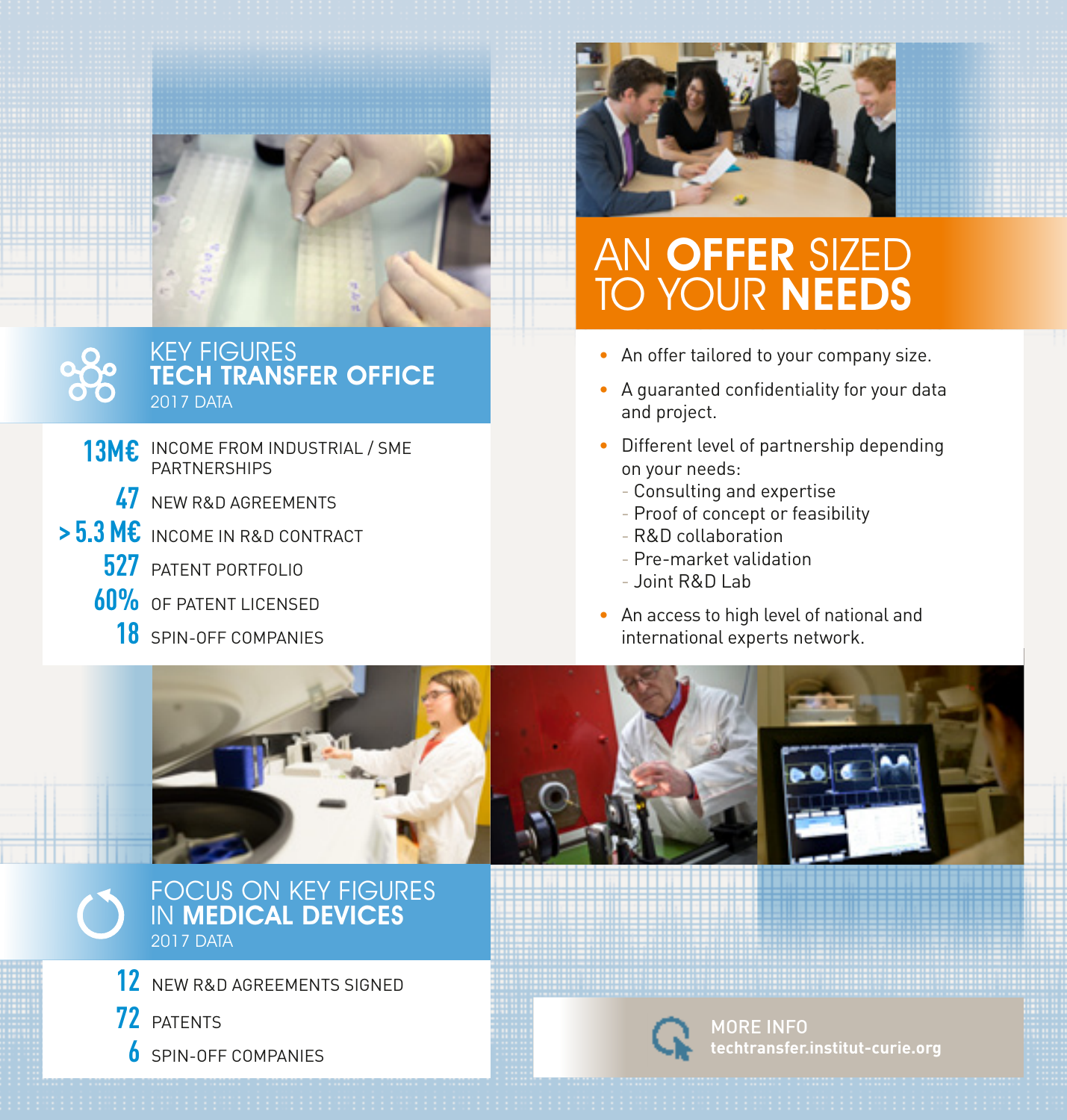## KEY FIGURES
## TECH TRANSFER OFFICE
2017 DATA

| | |
|---|---|
| 13M€ | INCOME FROM INDUSTRIAL / SME PARTNERSHIPS |
| 47 | NEW R&D AGREEMENTS |
| > 5.3 M€ | INCOME IN R&D CONTRACT |
| 527 | PATENT PORTFOLIO |
| 60% | OF PATENT LICENSED |
| 18 | SPIN-OFF COMPANIES |

# AN **OFFER** SIZED TO YOUR **NEEDS**

- An offer tailored to your company size.
- A guaranted confidentiality for your data and project.
- Different level of partnership depending on your needs:
  - Consulting and expertise
  - Proof of concept or feasibility
  - R&D collaboration
  - Pre-market validation
  - Joint R&D Lab
- An access to high level of national and international experts network.

## FOCUS ON KEY FIGURES IN **MEDICAL DEVICES**
2017 DATA

| | |
|---|---|
| 12 | NEW R&D AGREEMENTS SIGNED |
| 72 | PATENTS |
| 6 | SPIN-OFF COMPANIES |

MORE INFO
**techtransfer.institut-curie.org**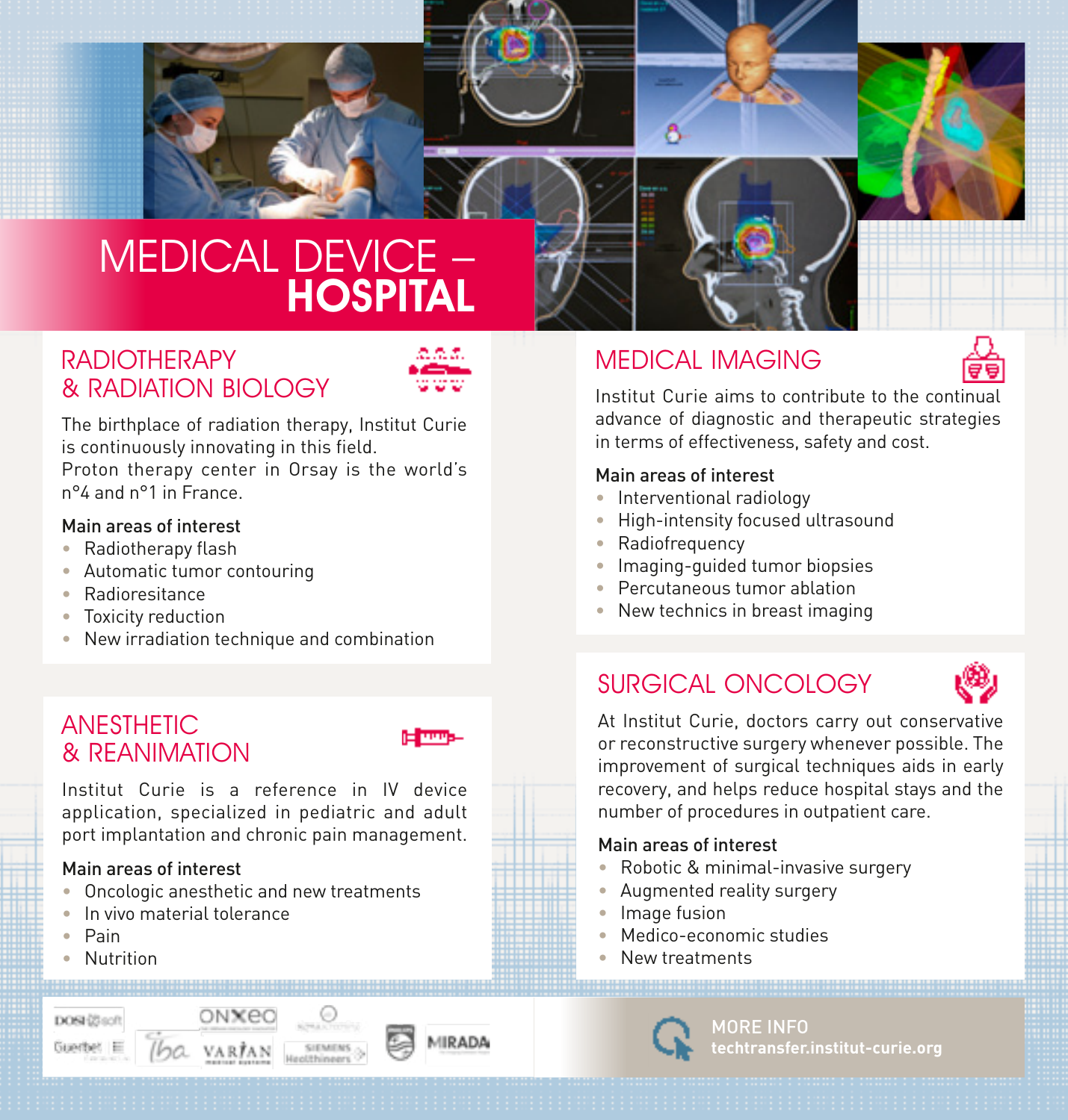# MEDICAL DEVICE – **HOSPITAL**

## RADIOTHERAPY & RADIATION BIOLOGY

The birthplace of radiation therapy, Institut Curie is continuously innovating in this field.
Proton therapy center in Orsay is the world's n°4 and n°1 in France.

Main areas of interest

- Radiotherapy flash
- Automatic tumor contouring
- Radioresitance
- Toxicity reduction
- New irradiation technique and combination

## ANESTHETIC & REANIMATION

Institut Curie is a reference in IV device application, specialized in pediatric and adult port implantation and chronic pain management.

Main areas of interest

- Oncologic anesthetic and new treatments
- In vivo material tolerance
- Pain
- Nutrition

## MEDICAL IMAGING

Institut Curie aims to contribute to the continual advance of diagnostic and therapeutic strategies in terms of effectiveness, safety and cost.

Main areas of interest

- Interventional radiology
- High-intensity focused ultrasound
- Radiofrequency
- Imaging-guided tumor biopsies
- Percutaneous tumor ablation
- New technics in breast imaging

## SURGICAL ONCOLOGY

At Institut Curie, doctors carry out conservative or reconstructive surgery whenever possible. The improvement of surgical techniques aids in early recovery, and helps reduce hospital stays and the number of procedures in outpatient care.

Main areas of interest

- Robotic & minimal-invasive surgery
- Augmented reality surgery
- Image fusion
- Medico-economic studies
- New treatments

MORE INFO
**techtransfer.institut-curie.org**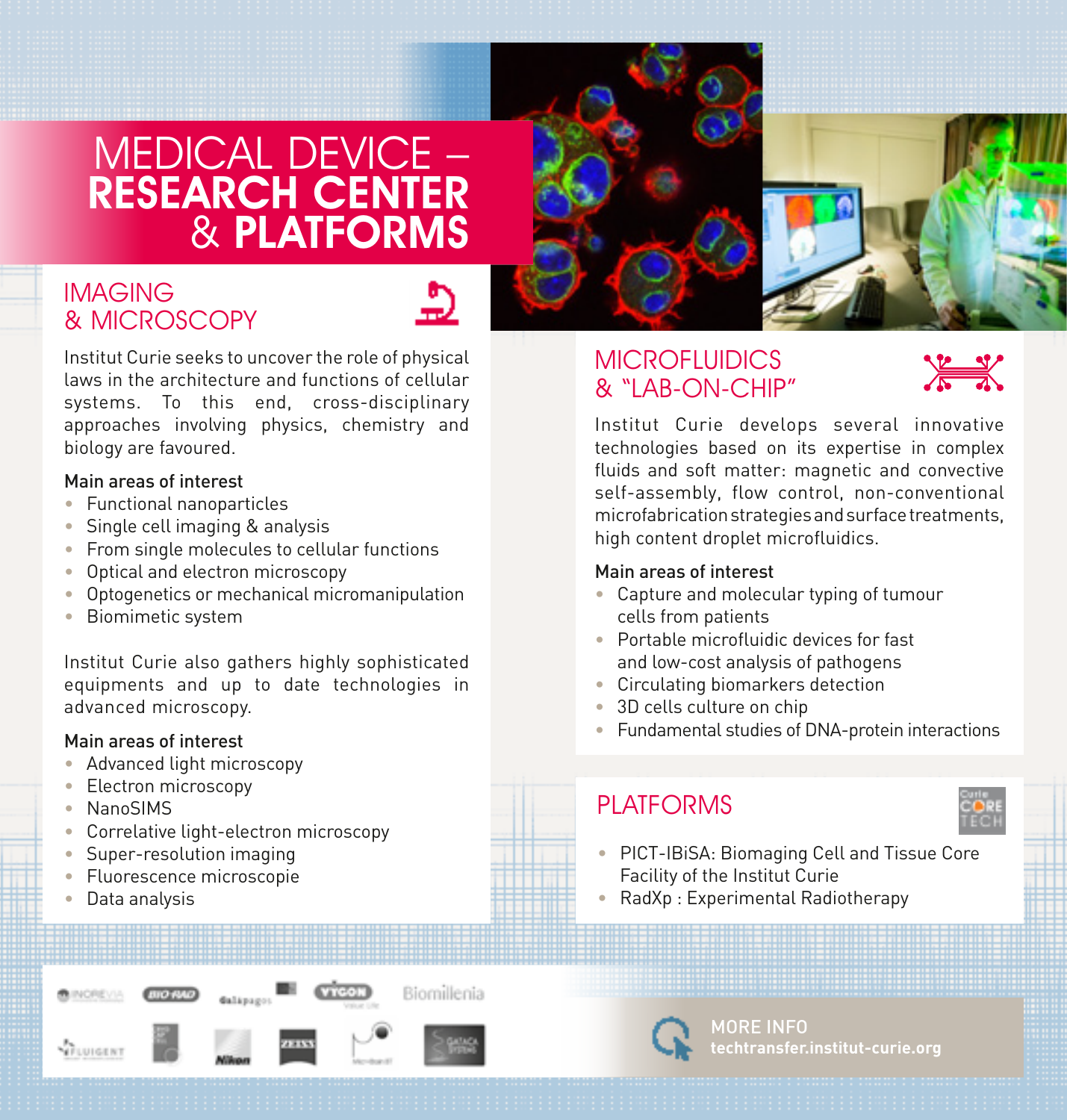# MEDICAL DEVICE – **RESEARCH CENTER** & **PLATFORMS**

## IMAGING & MICROSCOPY

Institut Curie seeks to uncover the role of physical laws in the architecture and functions of cellular systems. To this end, cross-disciplinary approaches involving physics, chemistry and biology are favoured.

**Main areas of interest**

- Functional nanoparticles
- Single cell imaging & analysis
- From single molecules to cellular functions
- Optical and electron microscopy
- Optogenetics or mechanical micromanipulation
- Biomimetic system

Institut Curie also gathers highly sophisticated equipments and up to date technologies in advanced microscopy.

**Main areas of interest**

- Advanced light microscopy
- Electron microscopy
- NanoSIMS
- Correlative light-electron microscopy
- Super-resolution imaging
- Fluorescence microscopie
- Data analysis

## MICROFLUIDICS & "LAB-ON-CHIP"

Institut Curie develops several innovative technologies based on its expertise in complex fluids and soft matter: magnetic and convective self-assembly, flow control, non-conventional microfabrication strategies and surface treatments, high content droplet microfluidics.

**Main areas of interest**

- Capture and molecular typing of tumour cells from patients
- Portable microfluidic devices for fast and low-cost analysis of pathogens
- Circulating biomarkers detection
- 3D cells culture on chip
- Fundamental studies of DNA-protein interactions

## PLATFORMS

- PICT-IBiSA: Biomaging Cell and Tissue Core Facility of the Institut Curie
- RadXp : Experimental Radiotherapy

MORE INFO
**techtransfer.institut-curie.org**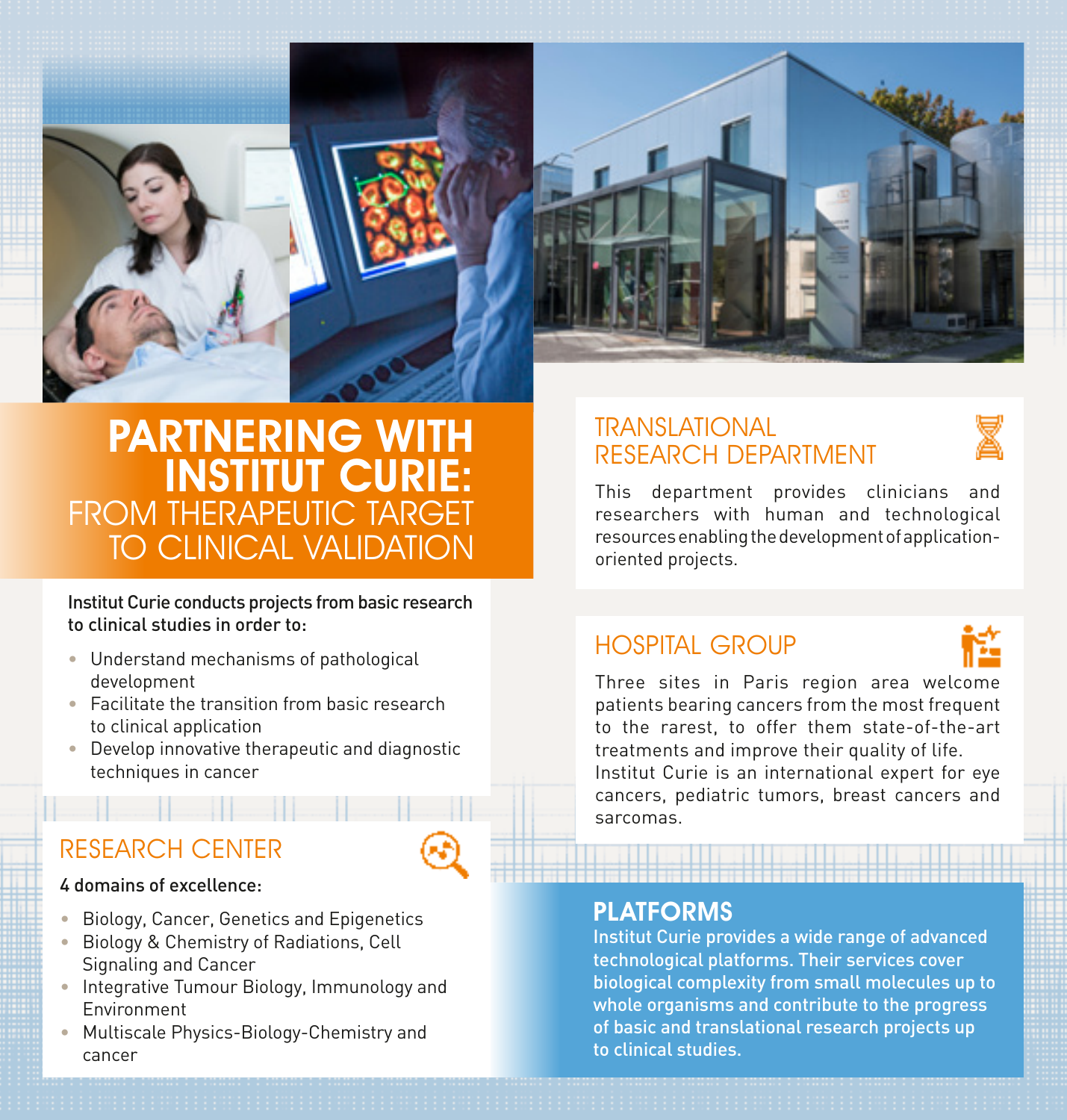# PARTNERING WITH INSTITUT CURIE: FROM THERAPEUTIC TARGET TO CLINICAL VALIDATION

**Institut Curie conducts projects from basic research to clinical studies in order to:**

- Understand mechanisms of pathological development
- Facilitate the transition from basic research to clinical application
- Develop innovative therapeutic and diagnostic techniques in cancer

## RESEARCH CENTER

4 domains of excellence:

- Biology, Cancer, Genetics and Epigenetics
- Biology & Chemistry of Radiations, Cell Signaling and Cancer
- Integrative Tumour Biology, Immunology and Environment
- Multiscale Physics-Biology-Chemistry and cancer

## TRANSLATIONAL RESEARCH DEPARTMENT

This department provides clinicians and researchers with human and technological resources enabling the development of application-oriented projects.

## HOSPITAL GROUP

Three sites in Paris region area welcome patients bearing cancers from the most frequent to the rarest, to offer them state-of-the-art treatments and improve their quality of life.
Institut Curie is an international expert for eye cancers, pediatric tumors, breast cancers and sarcomas.

## PLATFORMS

Institut Curie provides a wide range of advanced technological platforms. Their services cover biological complexity from small molecules up to whole organisms and contribute to the progress of basic and translational research projects up to clinical studies.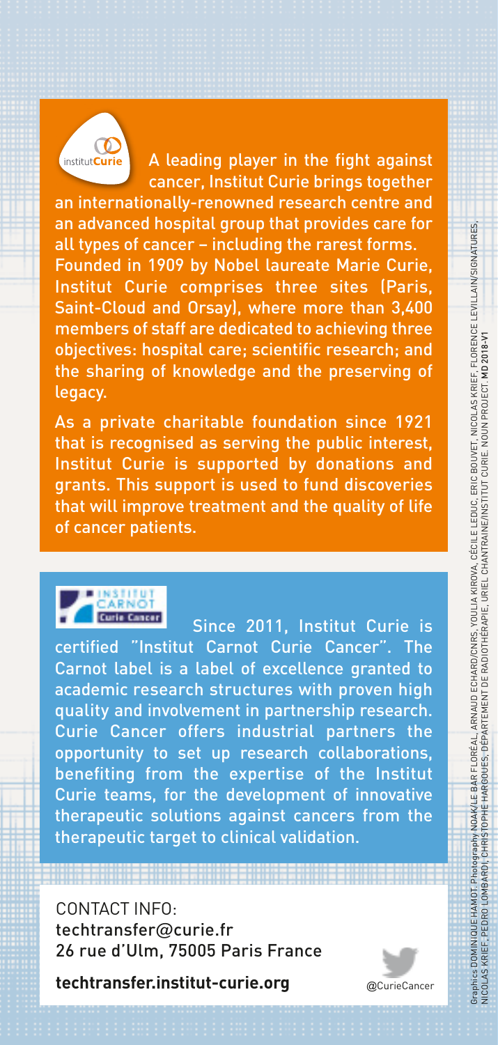A leading player in the fight against cancer, Institut Curie brings together an internationally-renowned research centre and an advanced hospital group that provides care for all types of cancer – including the rarest forms. Founded in 1909 by Nobel laureate Marie Curie, Institut Curie comprises three sites (Paris, Saint-Cloud and Orsay), where more than 3,400 members of staff are dedicated to achieving three objectives: hospital care; scientific research; and the sharing of knowledge and the preserving of legacy.

As a private charitable foundation since 1921 that is recognised as serving the public interest, Institut Curie is supported by donations and grants. This support is used to fund discoveries that will improve treatment and the quality of life of cancer patients.

Since 2011, Institut Curie is certified "Institut Carnot Curie Cancer". The Carnot label is a label of excellence granted to academic research structures with proven high quality and involvement in partnership research. Curie Cancer offers industrial partners the opportunity to set up research collaborations, benefiting from the expertise of the Institut Curie teams, for the development of innovative therapeutic solutions against cancers from the therapeutic target to clinical validation.

CONTACT INFO:
techtransfer@curie.fr
26 rue d'Ulm, 75005 Paris France

**techtransfer.institut-curie.org**

@CurieCancer

Graphics DOMINIQUE HAMOT. Photography NOAK/LE BAR FLORÉAL, ARNAUD ECHARD/CNRS, YOULIA KIROVA, CÉCILE LEDUC, ERIC BOUVET, NICOLAS KRIEF, FLORENCE LEVILLAIN/SIGNATURES, NICOLAS KRIEF, PEDRO LOMBARDI, CHRISTOPHE HARGOUES, DÉPARTEMENT DE RADIOTHÉRAPIE, URIEL CHANTRAINE/INSTITUT CURIE. NOUN PROJECT. MD 2018-V1